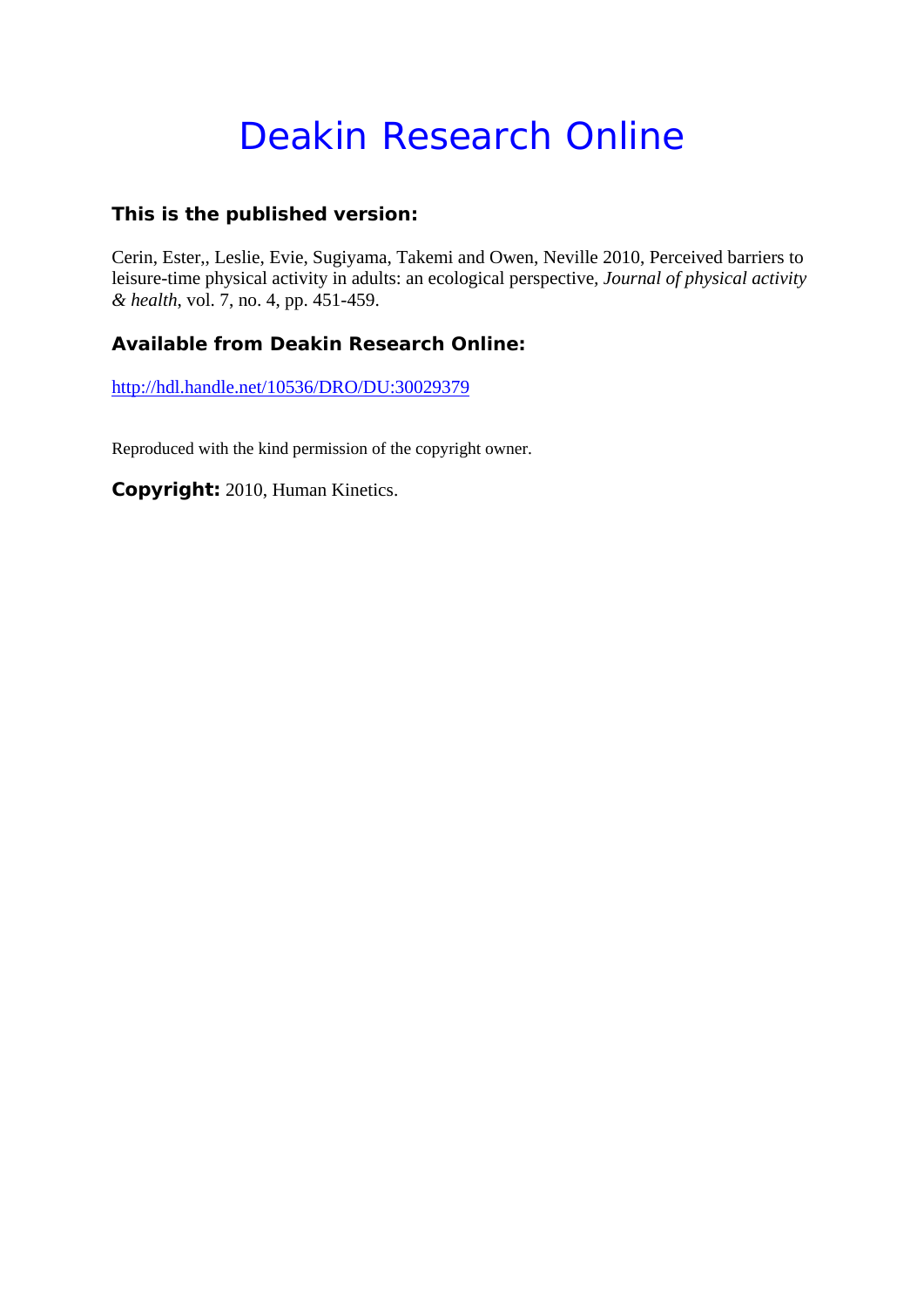# Deakin Research Online

### This is the published version:

Cerin, Ester,, Leslie, Evie, Sugiyama, Takemi and Owen, Neville 2010, Perceived barriers to leisure-time physical activity in adults: an ecological perspective, *Journal of physical activity & health*, vol. 7, no. 4, pp. 451-459.

### Available from Deakin Research Online:

http://hdl.handle.net/10536/DRO/DU:30029379

Reproduced with the kind permission of the copyright owner.

**Copyright:** 2010, Human Kinetics.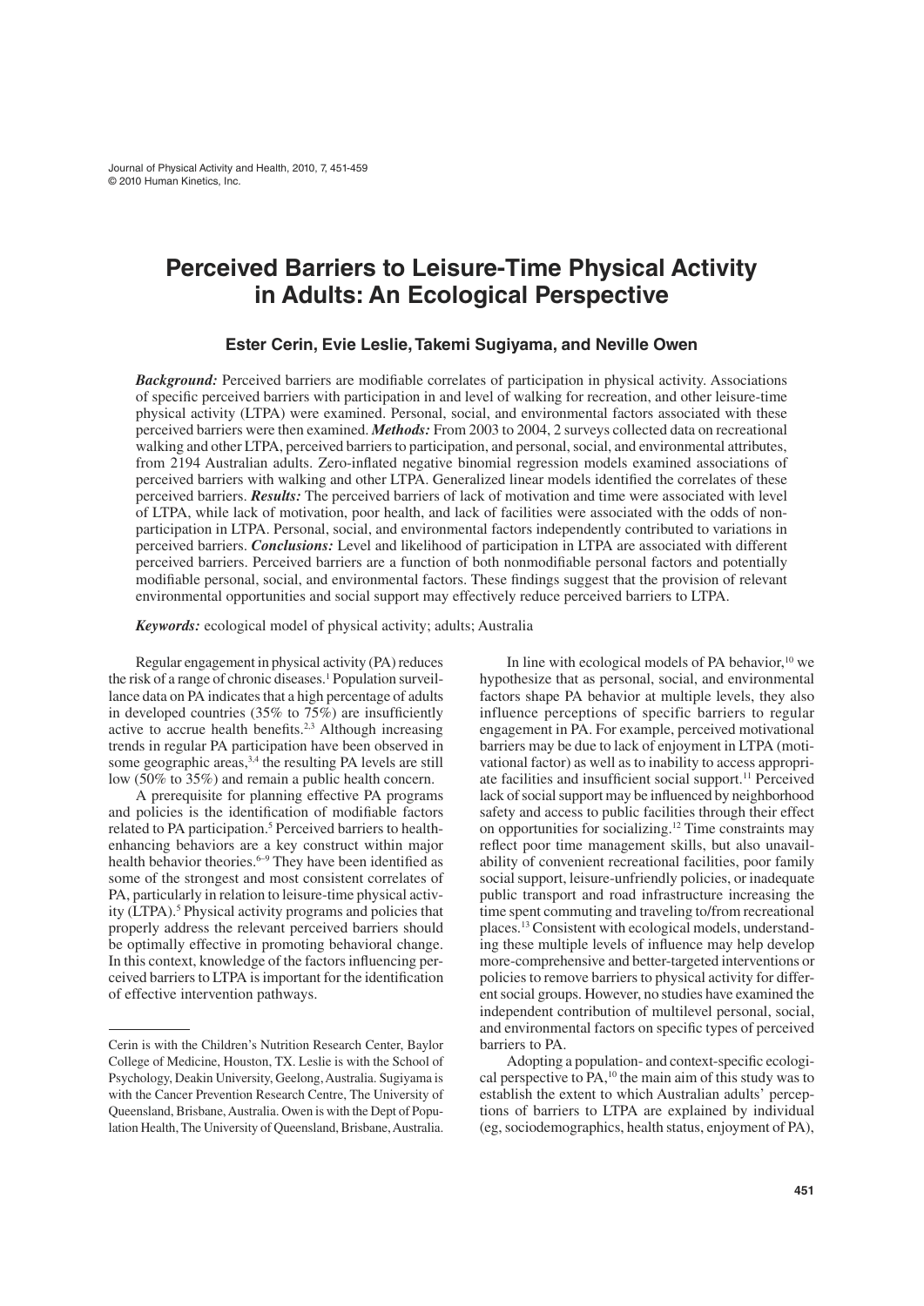Journal of Physical Activity and Health, 2010, 7, 451-459
© 2010 Human Kinetics, Inc.

# Perceived Barriers to Leisure-Time Physical Activity in Adults: An Ecological Perspective

### Ester Cerin, Evie Leslie, Takemi Sugiyama, and Neville Owen

***Background:*** Perceived barriers are modifiable correlates of participation in physical activity. Associations of specific perceived barriers with participation in and level of walking for recreation, and other leisure-time physical activity (LTPA) were examined. Personal, social, and environmental factors associated with these perceived barriers were then examined. ***Methods:*** From 2003 to 2004, 2 surveys collected data on recreational walking and other LTPA, perceived barriers to participation, and personal, social, and environmental attributes, from 2194 Australian adults. Zero-inflated negative binomial regression models examined associations of perceived barriers with walking and other LTPA. Generalized linear models identified the correlates of these perceived barriers. ***Results:*** The perceived barriers of lack of motivation and time were associated with level of LTPA, while lack of motivation, poor health, and lack of facilities were associated with the odds of non-participation in LTPA. Personal, social, and environmental factors independently contributed to variations in perceived barriers. ***Conclusions:*** Level and likelihood of participation in LTPA are associated with different perceived barriers. Perceived barriers are a function of both nonmodifiable personal factors and potentially modifiable personal, social, and environmental factors. These findings suggest that the provision of relevant environmental opportunities and social support may effectively reduce perceived barriers to LTPA.

***Keywords:*** ecological model of physical activity; adults; Australia

Regular engagement in physical activity (PA) reduces the risk of a range of chronic diseases.[1] Population surveillance data on PA indicates that a high percentage of adults in developed countries (35% to 75%) are insufficiently active to accrue health benefits.[2,3] Although increasing trends in regular PA participation have been observed in some geographic areas,[3,4] the resulting PA levels are still low (50% to 35%) and remain a public health concern.

A prerequisite for planning effective PA programs and policies is the identification of modifiable factors related to PA participation.[5] Perceived barriers to health-enhancing behaviors are a key construct within major health behavior theories.[6–9] They have been identified as some of the strongest and most consistent correlates of PA, particularly in relation to leisure-time physical activity (LTPA).[5] Physical activity programs and policies that properly address the relevant perceived barriers should be optimally effective in promoting behavioral change. In this context, knowledge of the factors influencing perceived barriers to LTPA is important for the identification of effective intervention pathways.

In line with ecological models of PA behavior,[10] we hypothesize that as personal, social, and environmental factors shape PA behavior at multiple levels, they also influence perceptions of specific barriers to regular engagement in PA. For example, perceived motivational barriers may be due to lack of enjoyment in LTPA (motivational factor) as well as to inability to access appropriate facilities and insufficient social support.[11] Perceived lack of social support may be influenced by neighborhood safety and access to public facilities through their effect on opportunities for socializing.[12] Time constraints may reflect poor time management skills, but also unavailability of convenient recreational facilities, poor family social support, leisure-unfriendly policies, or inadequate public transport and road infrastructure increasing the time spent commuting and traveling to/from recreational places.[13] Consistent with ecological models, understanding these multiple levels of influence may help develop more-comprehensive and better-targeted interventions or policies to remove barriers to physical activity for different social groups. However, no studies have examined the independent contribution of multilevel personal, social, and environmental factors on specific types of perceived barriers to PA.

Adopting a population- and context-specific ecological perspective to PA,[10] the main aim of this study was to establish the extent to which Australian adults' perceptions of barriers to LTPA are explained by individual (eg, sociodemographics, health status, enjoyment of PA),

Cerin is with the Children's Nutrition Research Center, Baylor College of Medicine, Houston, TX. Leslie is with the School of Psychology, Deakin University, Geelong, Australia. Sugiyama is with the Cancer Prevention Research Centre, The University of Queensland, Brisbane, Australia. Owen is with the Dept of Population Health, The University of Queensland, Brisbane, Australia.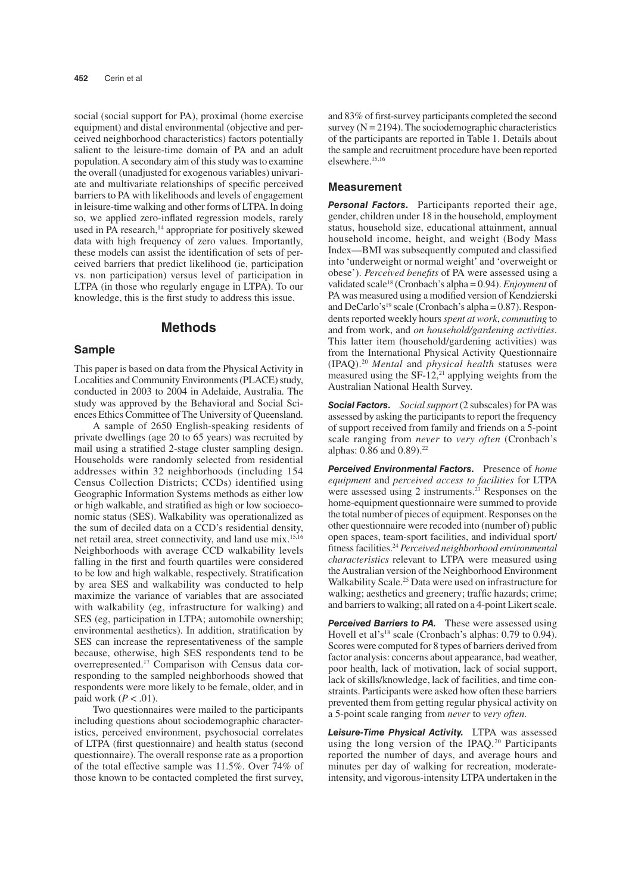social (social support for PA), proximal (home exercise equipment) and distal environmental (objective and perceived neighborhood characteristics) factors potentially salient to the leisure-time domain of PA and an adult population. A secondary aim of this study was to examine the overall (unadjusted for exogenous variables) univariate and multivariate relationships of specific perceived barriers to PA with likelihoods and levels of engagement in leisure-time walking and other forms of LTPA. In doing so, we applied zero-inflated regression models, rarely used in PA research,[14] appropriate for positively skewed data with high frequency of zero values. Importantly, these models can assist the identification of sets of perceived barriers that predict likelihood (ie, participation vs. non participation) versus level of participation in LTPA (in those who regularly engage in LTPA). To our knowledge, this is the first study to address this issue.

# Methods

## Sample

This paper is based on data from the Physical Activity in Localities and Community Environments (PLACE) study, conducted in 2003 to 2004 in Adelaide, Australia. The study was approved by the Behavioral and Social Sciences Ethics Committee of The University of Queensland.

A sample of 2650 English-speaking residents of private dwellings (age 20 to 65 years) was recruited by mail using a stratified 2-stage cluster sampling design. Households were randomly selected from residential addresses within 32 neighborhoods (including 154 Census Collection Districts; CCDs) identified using Geographic Information Systems methods as either low or high walkable, and stratified as high or low socioeconomic status (SES). Walkability was operationalized as the sum of deciled data on a CCD's residential density, net retail area, street connectivity, and land use mix.[15,16] Neighborhoods with average CCD walkability levels falling in the first and fourth quartiles were considered to be low and high walkable, respectively. Stratification by area SES and walkability was conducted to help maximize the variance of variables that are associated with walkability (eg, infrastructure for walking) and SES (eg, participation in LTPA; automobile ownership; environmental aesthetics). In addition, stratification by SES can increase the representativeness of the sample because, otherwise, high SES respondents tend to be overrepresented.[17] Comparison with Census data corresponding to the sampled neighborhoods showed that respondents were more likely to be female, older, and in paid work ($P < .01$).

Two questionnaires were mailed to the participants including questions about sociodemographic characteristics, perceived environment, psychosocial correlates of LTPA (first questionnaire) and health status (second questionnaire). The overall response rate as a proportion of the total effective sample was 11.5%. Over 74% of those known to be contacted completed the first survey, and 83% of first-survey participants completed the second survey ($N = 2194$). The sociodemographic characteristics of the participants are reported in Table 1. Details about the sample and recruitment procedure have been reported elsewhere.[15,16]

## Measurement

***Personal Factors.*** Participants reported their age, gender, children under 18 in the household, employment status, household size, educational attainment, annual household income, height, and weight (Body Mass Index—BMI was subsequently computed and classified into 'underweight or normal weight' and 'overweight or obese'). *Perceived benefits* of PA were assessed using a validated scale[18] (Cronbach's alpha = 0.94). *Enjoyment* of PA was measured using a modified version of Kendzierski and DeCarlo's[19] scale (Cronbach's alpha = 0.87). Respondents reported weekly hours *spent at work*, *commuting* to and from work, and *on household/gardening activities*. This latter item (household/gardening activities) was from the International Physical Activity Questionnaire (IPAQ).[20] *Mental* and *physical health* statuses were measured using the SF-12,[21] applying weights from the Australian National Health Survey.

***Social Factors.*** *Social support* (2 subscales) for PA was assessed by asking the participants to report the frequency of support received from family and friends on a 5-point scale ranging from *never* to *very often* (Cronbach's alphas: 0.86 and 0.89).[22]

***Perceived Environmental Factors.*** Presence of *home equipment* and *perceived access to facilities* for LTPA were assessed using 2 instruments.[23] Responses on the home-equipment questionnaire were summed to provide the total number of pieces of equipment. Responses on the other questionnaire were recoded into (number of) public open spaces, team-sport facilities, and individual sport/fitness facilities.[24] *Perceived neighborhood environmental characteristics* relevant to LTPA were measured using the Australian version of the Neighborhood Environment Walkability Scale.[25] Data were used on infrastructure for walking; aesthetics and greenery; traffic hazards; crime; and barriers to walking; all rated on a 4-point Likert scale.

***Perceived Barriers to PA.*** These were assessed using Hovell et al's[18] scale (Cronbach's alphas: 0.79 to 0.94). Scores were computed for 8 types of barriers derived from factor analysis: concerns about appearance, bad weather, poor health, lack of motivation, lack of social support, lack of skills/knowledge, lack of facilities, and time constraints. Participants were asked how often these barriers prevented them from getting regular physical activity on a 5-point scale ranging from *never* to *very often.*

***Leisure-Time Physical Activity.*** LTPA was assessed using the long version of the IPAQ.[20] Participants reported the number of days, and average hours and minutes per day of walking for recreation, moderate-intensity, and vigorous-intensity LTPA undertaken in the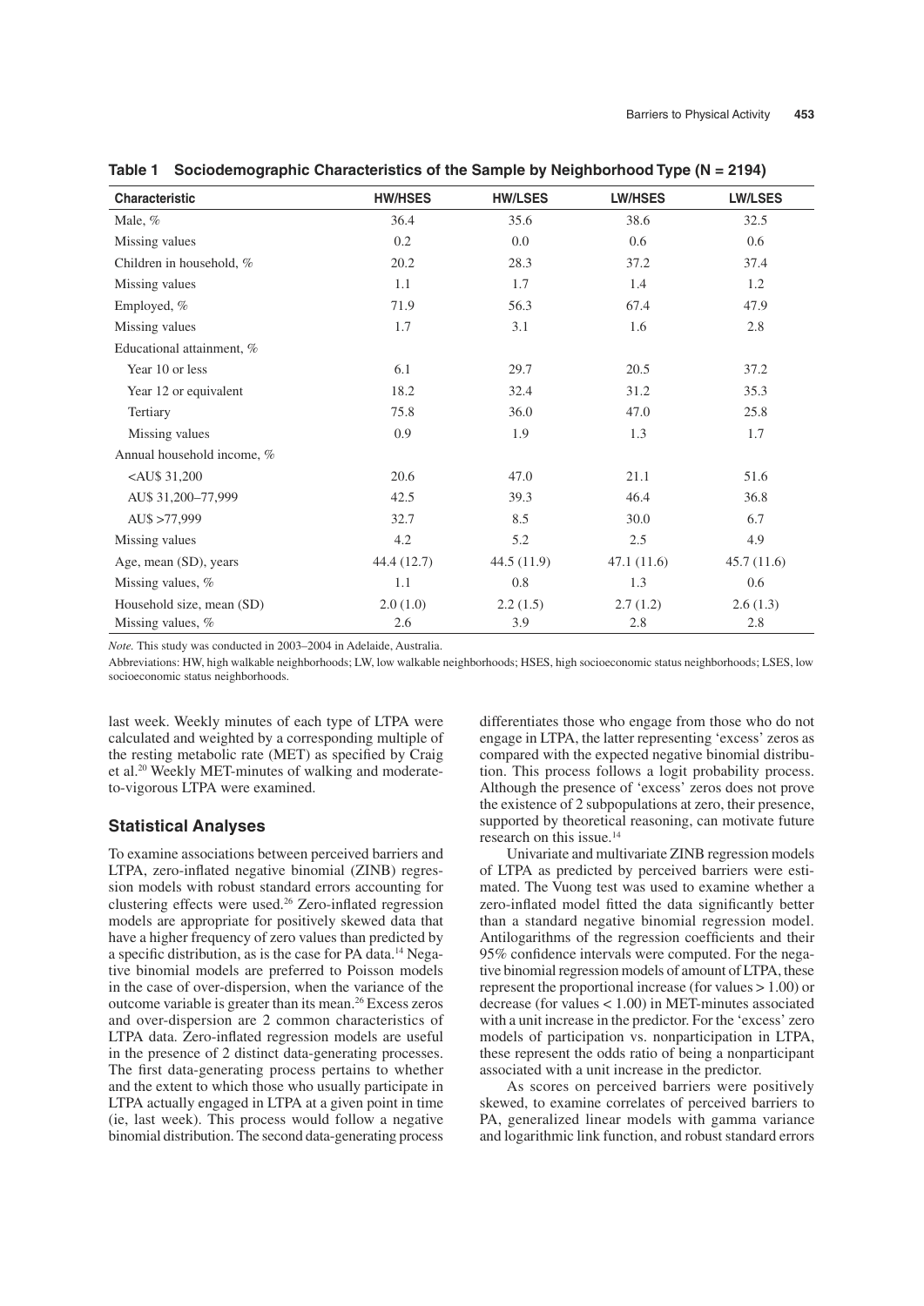**Table 1 Sociodemographic Characteristics of the Sample by Neighborhood Type (N = 2194)**

| Characteristic | HW/HSES | HW/LSES | LW/HSES | LW/LSES |
|---|---|---|---|---|
| Male, % | 36.4 | 35.6 | 38.6 | 32.5 |
| Missing values | 0.2 | 0.0 | 0.6 | 0.6 |
| Children in household, % | 20.2 | 28.3 | 37.2 | 37.4 |
| Missing values | 1.1 | 1.7 | 1.4 | 1.2 |
| Employed, % | 71.9 | 56.3 | 67.4 | 47.9 |
| Missing values | 1.7 | 3.1 | 1.6 | 2.8 |
| Educational attainment, % | | | | |
| Year 10 or less | 6.1 | 29.7 | 20.5 | 37.2 |
| Year 12 or equivalent | 18.2 | 32.4 | 31.2 | 35.3 |
| Tertiary | 75.8 | 36.0 | 47.0 | 25.8 |
| Missing values | 0.9 | 1.9 | 1.3 | 1.7 |
| Annual household income, % | | | | |
| <AU$ 31,200 | 20.6 | 47.0 | 21.1 | 51.6 |
| AU$ 31,200–77,999 | 42.5 | 39.3 | 46.4 | 36.8 |
| AU$ >77,999 | 32.7 | 8.5 | 30.0 | 6.7 |
| Missing values | 4.2 | 5.2 | 2.5 | 4.9 |
| Age, mean (SD), years | 44.4 (12.7) | 44.5 (11.9) | 47.1 (11.6) | 45.7 (11.6) |
| Missing values, % | 1.1 | 0.8 | 1.3 | 0.6 |
| Household size, mean (SD) | 2.0 (1.0) | 2.2 (1.5) | 2.7 (1.2) | 2.6 (1.3) |
| Missing values, % | 2.6 | 3.9 | 2.8 | 2.8 |

*Note.* This study was conducted in 2003–2004 in Adelaide, Australia.

Abbreviations: HW, high walkable neighborhoods; LW, low walkable neighborhoods; HSES, high socioeconomic status neighborhoods; LSES, low socioeconomic status neighborhoods.

last week. Weekly minutes of each type of LTPA were calculated and weighted by a corresponding multiple of the resting metabolic rate (MET) as specified by Craig et al.[20] Weekly MET-minutes of walking and moderate-to-vigorous LTPA were examined.

## Statistical Analyses

To examine associations between perceived barriers and LTPA, zero-inflated negative binomial (ZINB) regression models with robust standard errors accounting for clustering effects were used.[26] Zero-inflated regression models are appropriate for positively skewed data that have a higher frequency of zero values than predicted by a specific distribution, as is the case for PA data.[14] Negative binomial models are preferred to Poisson models in the case of over-dispersion, when the variance of the outcome variable is greater than its mean.[26] Excess zeros and over-dispersion are 2 common characteristics of LTPA data. Zero-inflated regression models are useful in the presence of 2 distinct data-generating processes. The first data-generating process pertains to whether and the extent to which those who usually participate in LTPA actually engaged in LTPA at a given point in time (ie, last week). This process would follow a negative binomial distribution. The second data-generating process differentiates those who engage from those who do not engage in LTPA, the latter representing 'excess' zeros as compared with the expected negative binomial distribution. This process follows a logit probability process. Although the presence of 'excess' zeros does not prove the existence of 2 subpopulations at zero, their presence, supported by theoretical reasoning, can motivate future research on this issue.[14]

Univariate and multivariate ZINB regression models of LTPA as predicted by perceived barriers were estimated. The Vuong test was used to examine whether a zero-inflated model fitted the data significantly better than a standard negative binomial regression model. Antilogarithms of the regression coefficients and their 95% confidence intervals were computed. For the negative binomial regression models of amount of LTPA, these represent the proportional increase (for values > 1.00) or decrease (for values < 1.00) in MET-minutes associated with a unit increase in the predictor. For the 'excess' zero models of participation vs. nonparticipation in LTPA, these represent the odds ratio of being a nonparticipant associated with a unit increase in the predictor.

As scores on perceived barriers were positively skewed, to examine correlates of perceived barriers to PA, generalized linear models with gamma variance and logarithmic link function, and robust standard errors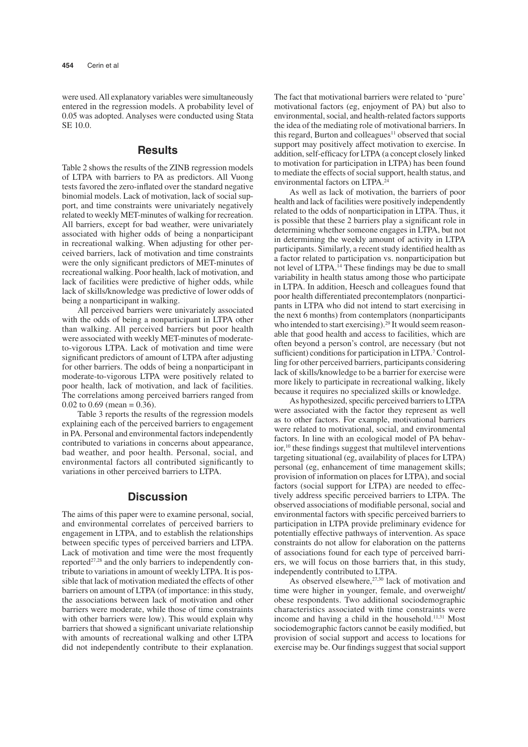were used. All explanatory variables were simultaneously entered in the regression models. A probability level of 0.05 was adopted. Analyses were conducted using Stata SE 10.0.

## Results

Table 2 shows the results of the ZINB regression models of LTPA with barriers to PA as predictors. All Vuong tests favored the zero-inflated over the standard negative binomial models. Lack of motivation, lack of social support, and time constraints were univariately negatively related to weekly MET-minutes of walking for recreation. All barriers, except for bad weather, were univariately associated with higher odds of being a nonparticipant in recreational walking. When adjusting for other perceived barriers, lack of motivation and time constraints were the only significant predictors of MET-minutes of recreational walking. Poor health, lack of motivation, and lack of facilities were predictive of higher odds, while lack of skills/knowledge was predictive of lower odds of being a nonparticipant in walking.

All perceived barriers were univariately associated with the odds of being a nonparticipant in LTPA other than walking. All perceived barriers but poor health were associated with weekly MET-minutes of moderate-to-vigorous LTPA. Lack of motivation and time were significant predictors of amount of LTPA after adjusting for other barriers. The odds of being a nonparticipant in moderate-to-vigorous LTPA were positively related to poor health, lack of motivation, and lack of facilities. The correlations among perceived barriers ranged from 0.02 to 0.69 (mean = 0.36).

Table 3 reports the results of the regression models explaining each of the perceived barriers to engagement in PA. Personal and environmental factors independently contributed to variations in concerns about appearance, bad weather, and poor health. Personal, social, and environmental factors all contributed significantly to variations in other perceived barriers to LTPA.

## Discussion

The aims of this paper were to examine personal, social, and environmental correlates of perceived barriers to engagement in LTPA, and to establish the relationships between specific types of perceived barriers and LTPA. Lack of motivation and time were the most frequently reported[27,28] and the only barriers to independently contribute to variations in amount of weekly LTPA. It is possible that lack of motivation mediated the effects of other barriers on amount of LTPA (of importance: in this study, the associations between lack of motivation and other barriers were moderate, while those of time constraints with other barriers were low). This would explain why barriers that showed a significant univariate relationship with amounts of recreational walking and other LTPA did not independently contribute to their explanation. The fact that motivational barriers were related to 'pure' motivational factors (eg, enjoyment of PA) but also to environmental, social, and health-related factors supports the idea of the mediating role of motivational barriers. In this regard, Burton and colleagues[11] observed that social support may positively affect motivation to exercise. In addition, self-efficacy for LTPA (a concept closely linked to motivation for participation in LTPA) has been found to mediate the effects of social support, health status, and environmental factors on LTPA.[24]

As well as lack of motivation, the barriers of poor health and lack of facilities were positively independently related to the odds of nonparticipation in LTPA. Thus, it is possible that these 2 barriers play a significant role in determining whether someone engages in LTPA, but not in determining the weekly amount of activity in LTPA participants. Similarly, a recent study identified health as a factor related to participation vs. nonparticipation but not level of LTPA.[14] These findings may be due to small variability in health status among those who participate in LTPA. In addition, Heesch and colleagues found that poor health differentiated precontemplators (nonparticipants in LTPA who did not intend to start exercising in the next 6 months) from contemplators (nonparticipants who intended to start exercising).[29] It would seem reasonable that good health and access to facilities, which are often beyond a person's control, are necessary (but not sufficient) conditions for participation in LTPA.[7] Controlling for other perceived barriers, participants considering lack of skills/knowledge to be a barrier for exercise were more likely to participate in recreational walking, likely because it requires no specialized skills or knowledge.

As hypothesized, specific perceived barriers to LTPA were associated with the factor they represent as well as to other factors. For example, motivational barriers were related to motivational, social, and environmental factors. In line with an ecological model of PA behavior,[10] these findings suggest that multilevel interventions targeting situational (eg, availability of places for LTPA) personal (eg, enhancement of time management skills; provision of information on places for LTPA), and social factors (social support for LTPA) are needed to effectively address specific perceived barriers to LTPA. The observed associations of modifiable personal, social and environmental factors with specific perceived barriers to participation in LTPA provide preliminary evidence for potentially effective pathways of intervention. As space constraints do not allow for elaboration on the patterns of associations found for each type of perceived barriers, we will focus on those barriers that, in this study, independently contributed to LTPA.

As observed elsewhere,[27,30] lack of motivation and time were higher in younger, female, and overweight/obese respondents. Two additional sociodemographic characteristics associated with time constraints were income and having a child in the household.[11,31] Most sociodemographic factors cannot be easily modified, but provision of social support and access to locations for exercise may be. Our findings suggest that social support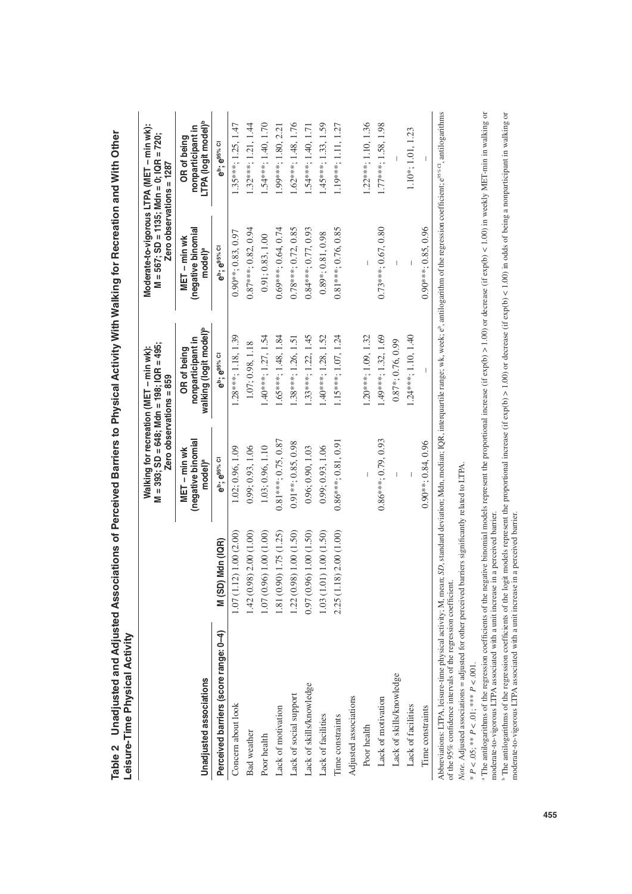**Table 2 Unadjusted and Adjusted Associations of Perceived Barriers to Physical Activity With Walking for Recreation and With Other Leisure-Time Physical Activity**

| Unadjusted associations | | Walking for recreation (MET – min wk): M = 393; SD = 648; Mdn = 198; IQR = 495; Zero observations = 859 | | Moderate-to-vigorous LTPA (MET – min wk): M = 567; SD = 1135; Mdn = 0; IQR = 720; Zero observations = 1287 | |
|---|---|---|---|---|---|
| | | MET – min wk (negative binomial model)[a] | OR of being nonparticipant in walking (logit model)[b] | MET – min wk (negative binomial model)[a] | OR of being nonparticipant in LTPA (logit model)[b] |
| Perceived barriers (score range: 0–4) | M (SD) Mdn (IQR) | $e^b$; $e^{95\% CI}$ | $e^b$; $e^{95\% CI}$ | $e^b$; $e^{95\% CI}$ | $e^b$; $e^{95\% CI}$ |
| Concern about look | 1.07 (1.12) 1.00 (2.00) | 1.02; 0.96, 1.09 | 1.28***; 1.18, 1.39 | 0.90**; 0.83, 0.97 | 1.35***; 1.25, 1.47 |
| Bad weather | 1.42 (0.98) 2.00 (1.00) | 0.99; 0.93, 1.06 | 1.07; 0.98, 1.18 | 0.87***; 0.82, 0.94 | 1.32***; 1.21, 1.44 |
| Poor health | 1.07 (0.96) 1.00 (1.00) | 1.03; 0.96, 1.10 | 1.40***; 1.27, 1.54 | 0.91; 0.83, 1.00 | 1.54***; 1.40, 1.70 |
| Lack of motivation | 1.81 (0.90) 1.75 (1.25) | 0.81***; 0.75, 0.87 | 1.65***; 1.48, 1.84 | 0.69***; 0.64, 0.74 | 1.99***; 1.80, 2.21 |
| Lack of social support | 1.22 (0.98) 1.00 (1.50) | 0.91**; 0.85, 0.98 | 1.38***; 1.26, 1.51 | 0.78***; 0.72, 0.85 | 1.62***; 1.48, 1.76 |
| Lack of skills/knowledge | 0.97 (0.96) 1.00 (1.50) | 0.96; 0.90, 1.03 | 1.33***; 1.22, 1.45 | 0.84***; 0.77, 0.93 | 1.54***; 1.40, 1.71 |
| Lack of facilities | 1.03 (1.01) 1.00 (1.50) | 0.99; 0.93, 1.06 | 1.40***; 1.28, 1.52 | 0.89*; 0.81, 0.98 | 1.45***; 1.33, 1.59 |
| Time constraints | 2.25 (1.18) 2.00 (1.00) | 0.86***; 0.81, 0.91 | 1.15***; 1.07, 1.24 | 0.81***; 0.76, 0.85 | 1.19***; 1.11, 1.27 |
| Adjusted associations | | | | | |
| Poor health | | — | 1.20***; 1.09, 1.32 | — | 1.22***; 1.10, 1.36 |
| Lack of motivation | | 0.86***; 0.79, 0.93 | 1.49***; 1.32, 1.69 | 0.73***; 0.67, 0.80 | 1.77***; 1.58, 1.98 |
| Lack of skills/knowledge | | — | 0.87*; 0.76, 0.99 | — | — |
| Lack of facilities | | — | 1.24***; 1.10, 1.40 | — | 1.10*; 1.01, 1.23 |
| Time constraints | | 0.90**; 0.84, 0.96 | — | 0.90***; 0.85, 0.96 | — |

Abbreviations: LTPA, leisure-time physical activity; M, mean; *SD*, standard deviation; Mdn, median; IQR, interquartile range; wk, week; $e^b$, antilogarithm of the regression coefficient; $e^{95\% CI}$, antilogarithms of the 95% confidence intervals of the regression coefficient.

*Note.* Adjusted associations = adjusted for other perceived barriers significantly related to LTPA.

\* $P < .05$; \*\* $P < .01$; \*\*\* $P < .001$.

[a] The antilogarithms of the regression coefficients of the negative binomial models represent the proportional increase (if exp(b) > 1.00) or decrease (if exp(b) < 1.00) in weekly MET-min in walking or moderate-to-vigorous LTPA associated with a unit increase in a perceived barrier.

[b] The antilogarithms of the regression coefficients of the logit models represent the proportional increase (if exp(b) > 1.00) or decrease (if exp(b) < 1.00) in odds of being a nonparticipant in walking or moderate-to-vigorous LTPA associated with a unit increase in a perceived barrier.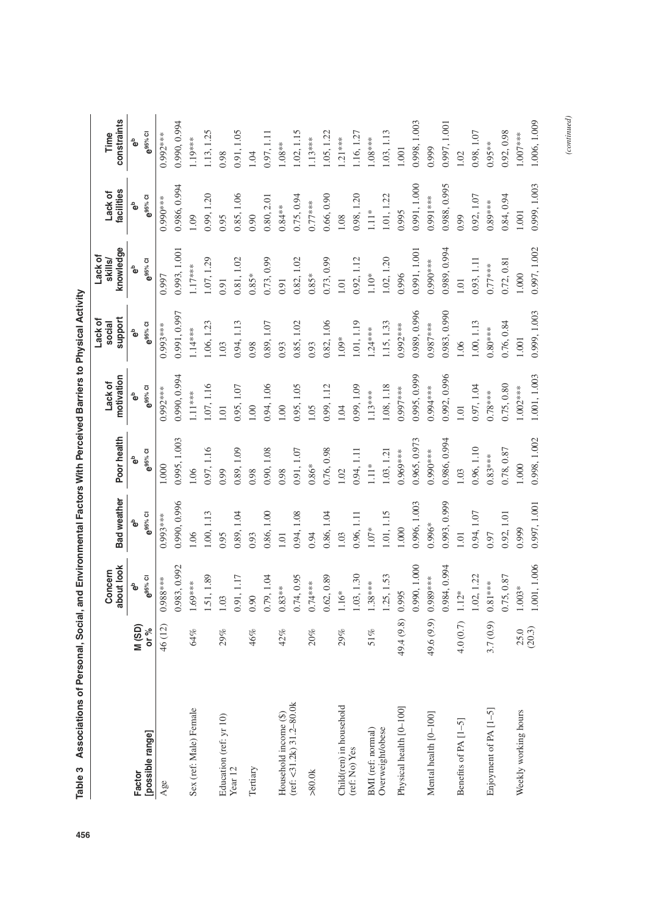**Table 3 Associations of Personal, Social, and Environmental Factors With Perceived Barriers to Physical Activity**

| Factor [possible range] | M (SD) or % | Concern about look $e^b$ / $e^{95\%\ CI}$ | Bad weather $e^b$ / $e^{95\%\ CI}$ | Poor health $e^b$ / $e^{95\%\ CI}$ | Lack of motivation $e^b$ / $e^{95\%\ CI}$ | Lack of social support $e^b$ / $e^{95\%\ CI}$ | Lack of skills/ knowledge $e^b$ / $e^{95\%\ CI}$ | Lack of facilities $e^b$ / $e^{95\%\ CI}$ | Time constraints $e^b$ / $e^{95\%\ CI}$ |
|---|---|---|---|---|---|---|---|---|---|
| Age | 46 (12) | 0.988*** | 0.993*** | 1.000 | 0.992*** | 0.993*** | 0.997 | 0.990*** | 0.992*** |
| | | 0.983, 0.992 | 0.990, 0.996 | 0.995, 1.003 | 0.990, 0.994 | 0.991, 0.997 | 0.993, 1.001 | 0.986, 0.994 | 0.990, 0.994 |
| Sex (ref: Male) Female | 64% | 1.69*** | 1.06 | 1.06 | 1.11*** | 1.14*** | 1.17*** | 1.09 | 1.19*** |
| | | 1.51, 1.89 | 1.00, 1.13 | 0.97, 1.16 | 1.07, 1.16 | 1.06, 1.23 | 1.07, 1.29 | 0.99, 1.20 | 1.13, 1.25 |
| Education (ref: yr 10) Year 12 | 29% | 1.03 | 0.95 | 0.99 | 1.01 | 1.03 | 0.91 | 0.95 | 0.98 |
| | | 0.91, 1.17 | 0.89, 1.04 | 0.89, 1.09 | 0.95, 1.07 | 0.94, 1.13 | 0.81, 1.02 | 0.85, 1.06 | 0.91, 1.05 |
| Tertiary | 46% | 0.90 | 0.93 | 0.98 | 1.00 | 0.98 | 0.85* | 0.90 | 1.04 |
| | | 0.79, 1.04 | 0.86, 1.00 | 0.90, 1.08 | 0.94, 1.06 | 0.89, 1.07 | 0.73, 0.99 | 0.80, 2.01 | 0.97, 1.11 |
| Household income ($) (ref: <31.2k) 31.2–80.0k | 42% | 0.83** | 1.01 | 0.98 | 1.00 | 0.93 | 0.91 | 0.84** | 1.08** |
| | | 0.74, 0.95 | 0.94, 1.08 | 0.91, 1.07 | 0.95, 1.05 | 0.85, 1.02 | 0.82, 1.02 | 0.75, 0.94 | 1.02, 1.15 |
| >80.0k | 20% | 0.74*** | 0.94 | 0.86* | 1.05 | 0.93 | 0.85* | 0.77*** | 1.13*** |
| | | 0.62, 0.89 | 0.86, 1.04 | 0.76, 0.98 | 0.99, 1.12 | 0.82, 1.06 | 0.73, 0.99 | 0.66, 0.90 | 1.05, 1.22 |
| Child(ren) in household (ref: No) Yes | 29% | 1.16* | 1.03 | 1.02 | 1.04 | 1.09* | 1.01 | 1.08 | 1.21*** |
| | | 1.03, 1.30 | 0.96, 1.11 | 0.94, 1.11 | 0.99, 1.09 | 1.01, 1.19 | 0.92, 1.12 | 0.98, 1.20 | 1.16, 1.27 |
| BMI (ref: normal) Overweight/obese | 51% | 1.38*** | 1.07* | 1.11* | 1.13*** | 1.24*** | 1.10* | 1.11* | 1.08*** |
| | | 1.25, 1.53 | 1.01, 1.15 | 1.03, 1.21 | 1.08, 1.18 | 1.15, 1.33 | 1.02, 1.20 | 1.01, 1.22 | 1.03, 1.13 |
| Physical health [0–100] | 49.4 (9.8) | 0.995 | 1.000 | 0.969*** | 0.997*** | 0.992*** | 0.996 | 0.995 | 1.001 |
| | | 0.990, 1.000 | 0.996, 1.003 | 0.965, 0.973 | 0.995, 0.999 | 0.989, 0.996 | 0.991, 1.001 | 0.991, 1.000 | 0.998, 1.003 |
| Mental health [0–100] | 49.6 (9.9) | 0.989*** | 0.996* | 0.990*** | 0.994*** | 0.987*** | 0.990*** | 0.991*** | 0.999 |
| | | 0.984, 0.994 | 0.993, 0.999 | 0.986, 0.994 | 0.992, 0.996 | 0.983, 0.990 | 0.989, 0.994 | 0.988, 0.995 | 0.997, 1.001 |
| Benefits of PA [1–5] | 4.0 (0.7) | 1.12* | 1.01 | 1.03 | 1.01 | 1.06 | 1.01 | 0.99 | 1.02 |
| | | 1.02, 1.22 | 0.94, 1.07 | 0.96, 1.10 | 0.97, 1.04 | 1.00, 1.13 | 0.93, 1.11 | 0.92, 1.07 | 0.98, 1.07 |
| Enjoyment of PA [1–5] | 3.7 (0.9) | 0.81*** | 0.97 | 0.83*** | 0.78*** | 0.80*** | 0.77*** | 0.89*** | 0.95** |
| | | 0.75, 0.87 | 0.92, 1.01 | 0.78, 0.87 | 0.75, 0.80 | 0.76, 0.84 | 0.72, 0.81 | 0.84, 0.94 | 0.92, 0.98 |
| Weekly working hours | 25.0 (20.3) | 1.003* | 0.999 | 1.000 | 1.002*** | 1.001 | 1.000 | 1.001 | 1.007*** |
| | | 1.001, 1.006 | 0.997, 1.001 | 0.998, 1.002 | 1.001, 1.003 | 0.999, 1.003 | 0.997, 1.002 | 0.999, 1.003 | 1.006, 1.009 |

*(continued)*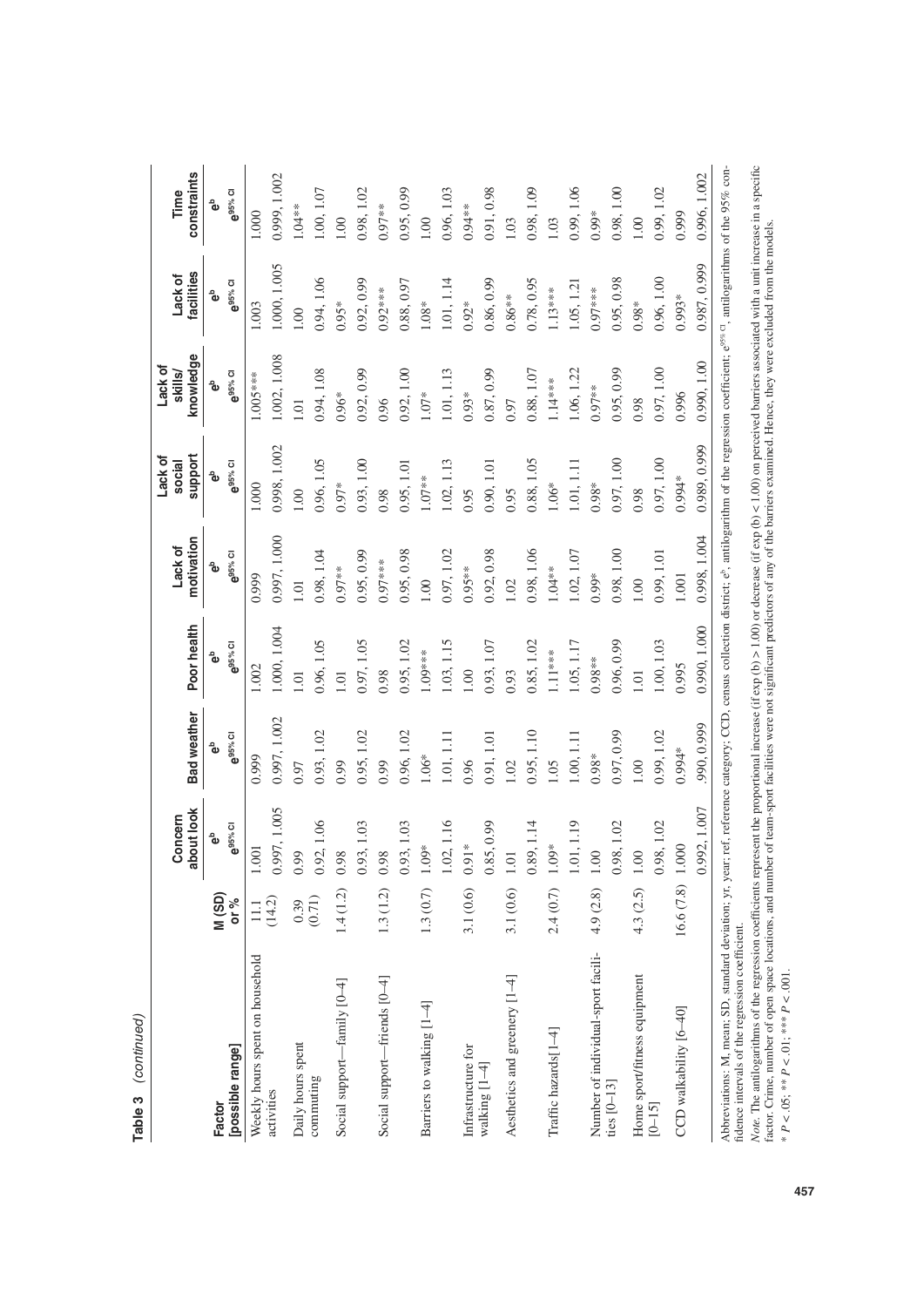**Table 3** *(continued)*

| Factor [possible range] | M (SD) or % | Concern about look $e^b$ $e^{95\% CI}$ | Bad weather $e^b$ $e^{95\% CI}$ | Poor health $e^b$ $e^{95\% CI}$ | Lack of motivation $e^b$ $e^{95\% CI}$ | Lack of social support $e^b$ $e^{95\% CI}$ | Lack of skills/ knowledge $e^b$ $e^{95\% CI}$ | Lack of facilities $e^b$ $e^{95\% CI}$ | Time constraints $e^b$ $e^{95\% CI}$ |
|---|---|---|---|---|---|---|---|---|---|
| Weekly hours spent on household activities | 11.1 (14.2) | 1.001 | 0.999 | 1.002 | 0.999 | 1.000 | 1.005*** | 1.003 | 1.000 |
| | | 0.997, 1.005 | 0.997, 1.002 | 1.000, 1.004 | 0.997, 1.000 | 0.998, 1.002 | 1.002, 1.008 | 1.000, 1.005 | 0.999, 1.002 |
| Daily hours spent commuting | 0.39 (0.71) | 0.99 | 0.97 | 1.01 | 1.01 | 1.00 | 1.01 | 1.00 | 1.04** |
| | | 0.92, 1.06 | 0.93, 1.02 | 0.96, 1.05 | 0.98, 1.04 | 0.96, 1.05 | 0.94, 1.08 | 0.94, 1.06 | 1.00, 1.07 |
| Social support—family [0–4] | 1.4 (1.2) | 0.98 | 0.99 | 1.01 | 0.97** | 0.97* | 0.96* | 0.95* | 1.00 |
| | | 0.93, 1.03 | 0.95, 1.02 | 0.97, 1.05 | 0.95, 0.99 | 0.93, 1.00 | 0.92, 0.99 | 0.92, 0.99 | 0.98, 1.02 |
| Social support—friends [0–4] | 1.3 (1.2) | 0.98 | 0.99 | 0.98 | 0.97*** | 0.98 | 0.96 | 0.92*** | 0.97** |
| | | 0.93, 1.03 | 0.96, 1.02 | 0.95, 1.02 | 0.95, 0.98 | 0.95, 1.01 | 0.92, 1.00 | 0.88, 0.97 | 0.95, 0.99 |
| Barriers to walking [1–4] | 1.3 (0.7) | 1.09* | 1.06* | 1.09*** | 1.00 | 1.07** | 1.07* | 1.08* | 1.00 |
| | | 1.02, 1.16 | 1.01, 1.11 | 1.03, 1.15 | 0.97, 1.02 | 1.02, 1.13 | 1.01, 1.13 | 1.01, 1.14 | 0.96, 1.03 |
| Infrastructure for walking [1–4] | 3.1 (0.6) | 0.91* | 0.96 | 1.00 | 0.95** | 0.95 | 0.93* | 0.92* | 0.94** |
| | | 0.85, 0.99 | 0.91, 1.01 | 0.93, 1.07 | 0.92, 0.98 | 0.90, 1.01 | 0.87, 0.99 | 0.86, 0.99 | 0.91, 0.98 |
| Aesthetics and greenery [1–4] | 3.1 (0.6) | 1.01 | 1.02 | 0.93 | 1.02 | 0.95 | 0.97 | 0.86** | 1.03 |
| | | 0.89, 1.14 | 0.95, 1.10 | 0.85, 1.02 | 0.98, 1.06 | 0.88, 1.05 | 0.88, 1.07 | 0.78, 0.95 | 0.98, 1.09 |
| Traffic hazards [1–4] | 2.4 (0.7) | 1.09* | 1.05 | 1.11*** | 1.04** | 1.06* | 1.14*** | 1.13*** | 1.03 |
| | | 1.01, 1.19 | 1.00, 1.11 | 1.05, 1.17 | 1.02, 1.07 | 1.01, 1.11 | 1.06, 1.22 | 1.05, 1.21 | 0.99, 1.06 |
| Number of individual-sport facilities [0–13] | 4.9 (2.8) | 1.00 | 0.98* | 0.98** | 0.99* | 0.98* | 0.97** | 0.97*** | 0.99* |
| | | 0.98, 1.02 | 0.97, 0.99 | 0.96, 0.99 | 0.98, 1.00 | 0.97, 1.00 | 0.95, 0.99 | 0.95, 0.98 | 0.98, 1.00 |
| Home sport/fitness equipment [0–15] | 4.3 (2.5) | 1.00 | 1.00 | 1.01 | 1.00 | 0.98 | 0.98 | 0.98* | 1.00 |
| | | 0.98, 1.02 | 0.99, 1.02 | 1.00, 1.03 | 0.99, 1.01 | 0.97, 1.00 | 0.97, 1.00 | 0.96, 1.00 | 0.99, 1.02 |
| CCD walkability [6–40] | 16.6 (7.8) | 1.000 | 0.994* | 0.995 | 1.001 | 0.994* | 0.996 | 0.993* | 0.999 |
| | | 0.992, 1.007 | .990, 0.999 | 0.990, 1.000 | 0.998, 1.004 | 0.989, 0.999 | 0.990, 1.00 | 0.987, 0.999 | 0.996, 1.002 |

Abbreviations: M, mean; SD, standard deviation; yr, year; ref, reference category; CCD, census collection district; $e^b$, antilogarithm of the regression coefficient; $e^{95\% CI}$, antilogarithms of the 95% confidence intervals of the regression coefficient.

*Note.* The antilogarithms of the regression coefficients represent the proportional increase (if exp (b) > 1.00) or decrease (if exp (b) < 1.00) on perceived barriers associated with a unit increase in a specific factor. Crime, number of open space locations, and number of team-sport facilities were not significant predictors of any of the barriers examined. Hence, they were excluded from the models.

\* $P < .05$; \*\* $P < .01$; \*\*\* $P < .001$.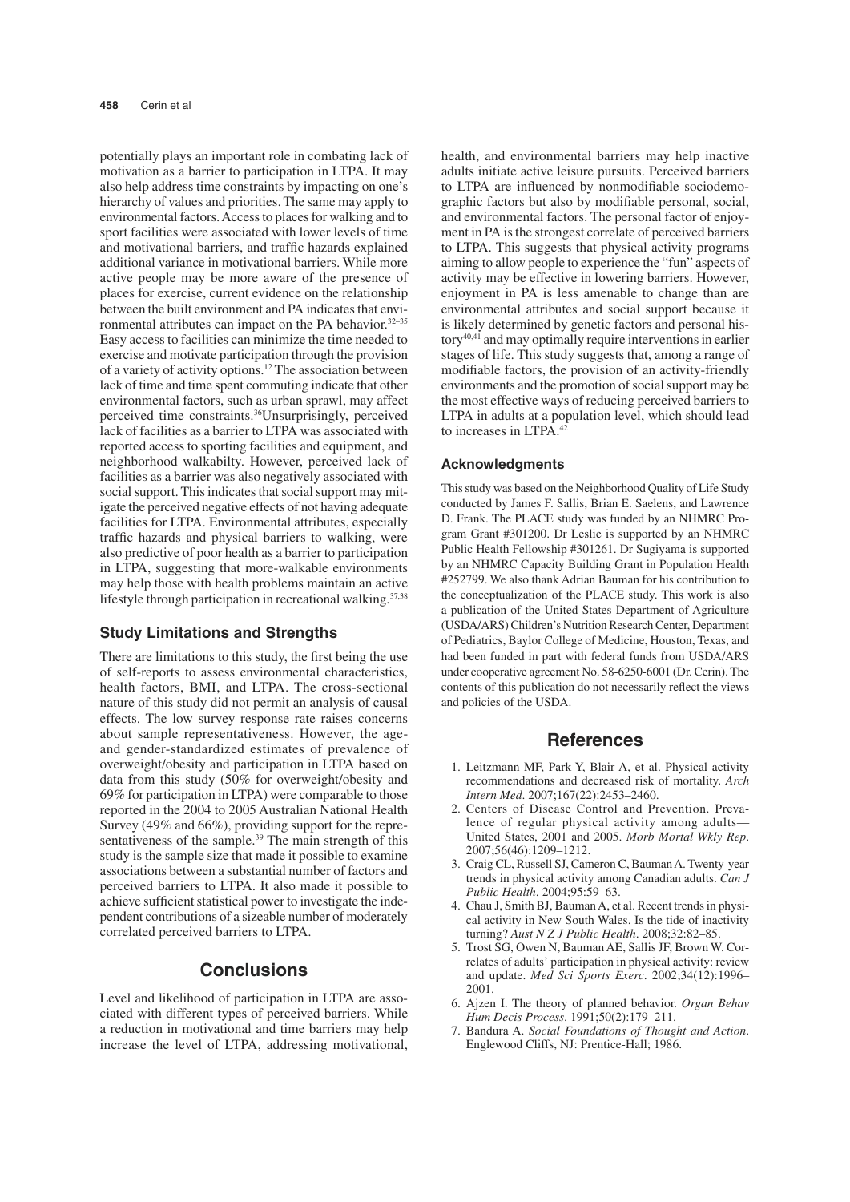potentially plays an important role in combating lack of motivation as a barrier to participation in LTPA. It may also help address time constraints by impacting on one's hierarchy of values and priorities. The same may apply to environmental factors. Access to places for walking and to sport facilities were associated with lower levels of time and motivational barriers, and traffic hazards explained additional variance in motivational barriers. While more active people may be more aware of the presence of places for exercise, current evidence on the relationship between the built environment and PA indicates that environmental attributes can impact on the PA behavior.[32–35] Easy access to facilities can minimize the time needed to exercise and motivate participation through the provision of a variety of activity options.[12] The association between lack of time and time spent commuting indicate that other environmental factors, such as urban sprawl, may affect perceived time constraints.[36] Unsurprisingly, perceived lack of facilities as a barrier to LTPA was associated with reported access to sporting facilities and equipment, and neighborhood walkabilty. However, perceived lack of facilities as a barrier was also negatively associated with social support. This indicates that social support may mitigate the perceived negative effects of not having adequate facilities for LTPA. Environmental attributes, especially traffic hazards and physical barriers to walking, were also predictive of poor health as a barrier to participation in LTPA, suggesting that more-walkable environments may help those with health problems maintain an active lifestyle through participation in recreational walking.[37,38]

### Study Limitations and Strengths

There are limitations to this study, the first being the use of self-reports to assess environmental characteristics, health factors, BMI, and LTPA. The cross-sectional nature of this study did not permit an analysis of causal effects. The low survey response rate raises concerns about sample representativeness. However, the age- and gender-standardized estimates of prevalence of overweight/obesity and participation in LTPA based on data from this study (50% for overweight/obesity and 69% for participation in LTPA) were comparable to those reported in the 2004 to 2005 Australian National Health Survey (49% and 66%), providing support for the representativeness of the sample.[39] The main strength of this study is the sample size that made it possible to examine associations between a substantial number of factors and perceived barriers to LTPA. It also made it possible to achieve sufficient statistical power to investigate the independent contributions of a sizeable number of moderately correlated perceived barriers to LTPA.

## Conclusions

Level and likelihood of participation in LTPA are associated with different types of perceived barriers. While a reduction in motivational and time barriers may help increase the level of LTPA, addressing motivational, health, and environmental barriers may help inactive adults initiate active leisure pursuits. Perceived barriers to LTPA are influenced by nonmodifiable sociodemographic factors but also by modifiable personal, social, and environmental factors. The personal factor of enjoyment in PA is the strongest correlate of perceived barriers to LTPA. This suggests that physical activity programs aiming to allow people to experience the "fun" aspects of activity may be effective in lowering barriers. However, enjoyment in PA is less amenable to change than are environmental attributes and social support because it is likely determined by genetic factors and personal history[40,41] and may optimally require interventions in earlier stages of life. This study suggests that, among a range of modifiable factors, the provision of an activity-friendly environments and the promotion of social support may be the most effective ways of reducing perceived barriers to LTPA in adults at a population level, which should lead to increases in LTPA.[42]

### Acknowledgments

This study was based on the Neighborhood Quality of Life Study conducted by James F. Sallis, Brian E. Saelens, and Lawrence D. Frank. The PLACE study was funded by an NHMRC Program Grant #301200. Dr Leslie is supported by an NHMRC Public Health Fellowship #301261. Dr Sugiyama is supported by an NHMRC Capacity Building Grant in Population Health #252799. We also thank Adrian Bauman for his contribution to the conceptualization of the PLACE study. This work is also a publication of the United States Department of Agriculture (USDA/ARS) Children's Nutrition Research Center, Department of Pediatrics, Baylor College of Medicine, Houston, Texas, and had been funded in part with federal funds from USDA/ARS under cooperative agreement No. 58-6250-6001 (Dr. Cerin). The contents of this publication do not necessarily reflect the views and policies of the USDA.

## References

1. Leitzmann MF, Park Y, Blair A, et al. Physical activity recommendations and decreased risk of mortality. *Arch Intern Med*. 2007;167(22):2453–2460.
2. Centers of Disease Control and Prevention. Prevalence of regular physical activity among adults—United States, 2001 and 2005. *Morb Mortal Wkly Rep*. 2007;56(46):1209–1212.
3. Craig CL, Russell SJ, Cameron C, Bauman A. Twenty-year trends in physical activity among Canadian adults. *Can J Public Health*. 2004;95:59–63.
4. Chau J, Smith BJ, Bauman A, et al. Recent trends in physical activity in New South Wales. Is the tide of inactivity turning? *Aust N Z J Public Health*. 2008;32:82–85.
5. Trost SG, Owen N, Bauman AE, Sallis JF, Brown W. Correlates of adults' participation in physical activity: review and update. *Med Sci Sports Exerc*. 2002;34(12):1996–2001.
6. Ajzen I. The theory of planned behavior. *Organ Behav Hum Decis Process*. 1991;50(2):179–211.
7. Bandura A. *Social Foundations of Thought and Action*. Englewood Cliffs, NJ: Prentice-Hall; 1986.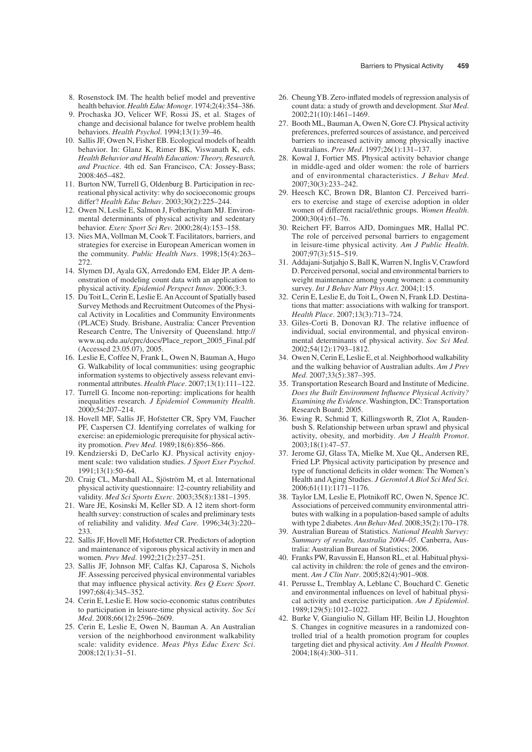8. Rosenstock IM. The health belief model and preventive health behavior. *Health Educ Monogr*. 1974;2(4):354–386.
9. Prochaska JO, Velicer WF, Rossi JS, et al. Stages of change and decisional balance for twelve problem health behaviors. *Health Psychol*. 1994;13(1):39–46.
10. Sallis JF, Owen N, Fisher EB. Ecological models of health behavior. In: Glanz K, Rimer BK, Viswanath K, eds. *Health Behavior and Health Education: Theory, Research, and Practice*. 4th ed. San Francisco, CA: Jossey-Bass; 2008:465–482.
11. Burton NW, Turrell G, Oldenburg B. Participation in recreational physical activity: why do socioeconomic groups differ? *Health Educ Behav*. 2003;30(2):225–244.
12. Owen N, Leslie E, Salmon J, Fotheringham MJ. Environmental determinants of physical activity and sedentary behavior. *Exerc Sport Sci Rev*. 2000;28(4):153–158.
13. Nies MA, Vollman M, Cook T. Facilitators, barriers, and strategies for exercise in European American women in the community. *Public Health Nurs*. 1998;15(4):263–272.
14. Slymen DJ, Ayala GX, Arredondo EM, Elder JP. A demonstration of modeling count data with an application to physical activity. *Epidemiol Perspect Innov*. 2006;3:3.
15. Du Toit L, Cerin E, Leslie E. An Account of Spatially based Survey Methods and Recruitment Outcomes of the Physical Activity in Localities and Community Environments (PLACE) Study. Brisbane, Australia: Cancer Prevention Research Centre, The University of Queensland. http://www.uq.edu.au/cprc/docs/Place_report_2005_Final.pdf (Accessed 23.05.07), 2005.
16. Leslie E, Coffee N, Frank L, Owen N, Bauman A, Hugo G. Walkability of local communities: using geographic information systems to objectively assess relevant environmental attributes. *Health Place*. 2007;13(1):111–122.
17. Turrell G. Income non-reporting: implications for health inequalities research. *J Epidemiol Community Health*. 2000;54:207–214.
18. Hovell MF, Sallis JF, Hofstetter CR, Spry VM, Faucher PF, Caspersen CJ. Identifying correlates of walking for exercise: an epidemiologic prerequisite for physical activity promotion. *Prev Med*. 1989;18(6):856–866.
19. Kendzierski D, DeCarlo KJ. Physical activity enjoyment scale: two validation studies. *J Sport Exer Psychol*. 1991;13(1):50–64.
20. Craig CL, Marshall AL, Sjöström M, et al. International physical activity questionnaire: 12-country reliability and validity. *Med Sci Sports Exerc*. 2003;35(8):1381–1395.
21. Ware JE, Kosinski M, Keller SD. A 12 item short-form health survey: construction of scales and preliminary tests of reliability and validity. *Med Care*. 1996;34(3):220–233.
22. Sallis JF, Hovell MF, Hofstetter CR. Predictors of adoption and maintenance of vigorous physical activity in men and women. *Prev Med*. 1992;21(2):237–251.
23. Sallis JF, Johnson MF, Calfas KJ, Caparosa S, Nichols JF. Assessing perceived physical environmental variables that may influence physical activity. *Res Q Exerc Sport*. 1997;68(4):345–352.
24. Cerin E, Leslie E. How socio-economic status contributes to participation in leisure-time physical activity. *Soc Sci Med*. 2008;66(12):2596–2609.
25. Cerin E, Leslie E, Owen N, Bauman A. An Australian version of the neighborhood environment walkability scale: validity evidence. *Meas Phys Educ Exerc Sci*. 2008;12(1):31–51.
26. Cheung YB. Zero-inflated models of regression analysis of count data: a study of growth and development. *Stat Med*. 2002;21(10):1461–1469.
27. Booth ML, Bauman A, Owen N, Gore CJ. Physical activity preferences, preferred sources of assistance, and perceived barriers to increased activity among physically inactive Australians. *Prev Med*. 1997;26(1):131–137.
28. Kowal J, Fortier MS. Physical activity behavior change in middle-aged and older women: the role of barriers and of environmental characteristics. *J Behav Med*. 2007;30(3):233–242.
29. Heesch KC, Brown DR, Blanton CJ. Perceived barriers to exercise and stage of exercise adoption in older women of different racial/ethnic groups. *Women Health*. 2000;30(4):61–76.
30. Reichert FF, Barros AJD, Domingues MR, Hallal PC. The role of perceived personal barriers to engagement in leisure-time physical activity. *Am J Public Health*. 2007;97(3):515–519.
31. Addajani-Sutjahjo S, Ball K, Warren N, Inglis V, Crawford D. Perceived personal, social and environmental barriers to weight maintenance among young women: a community survey. *Int J Behav Nutr Phys Act*. 2004;1:15.
32. Cerin E, Leslie E, du Toit L, Owen N, Frank LD. Destinations that matter: associations with walking for transport. *Health Place*. 2007;13(3):713–724.
33. Giles-Corti B, Donovan RJ. The relative influence of individual, social environmental, and physical environmental determinants of physical activity. *Soc Sci Med*. 2002;54(12):1793–1812.
34. Owen N, Cerin E, Leslie E, et al. Neighborhood walkability and the walking behavior of Australian adults. *Am J Prev Med*. 2007;33(5):387–395.
35. Transportation Research Board and Institute of Medicine. *Does the Built Environment Influence Physical Activity? Examining the Evidence*. Washington, DC: Transportation Research Board; 2005.
36. Ewing R, Schmid T, Killingsworth R, Zlot A, Raudenbush S. Relationship between urban sprawl and physical activity, obesity, and morbidity. *Am J Health Promot*. 2003;18(1):47–57.
37. Jerome GJ, Glass TA, Mielke M, Xue QL, Andersen RE, Fried LP. Physical activity participation by presence and type of functional deficits in older women: The Women's Health and Aging Studies. *J Gerontol A Biol Sci Med Sci*. 2006;61(11):1171–1176.
38. Taylor LM, Leslie E, Plotnikoff RC, Owen N, Spence JC. Associations of perceived community environmental attributes with walking in a population-based sample of adults with type 2 diabetes. *Ann Behav Med*. 2008;35(2):170–178.
39. Australian Bureau of Statistics. *National Health Survey: Summary of results, Australia 2004–05*. Canberra, Australia: Australian Bureau of Statistics; 2006.
40. Franks PW, Ravussin E, Hanson RL, et al. Habitual physical activity in children: the role of genes and the environment. *Am J Clin Nutr*. 2005;82(4):901–908.
41. Perusse L, Tremblay A, Leblanc C, Bouchard C. Genetic and environmental influences on level of habitual physical activity and exercise participation. *Am J Epidemiol*. 1989;129(5):1012–1022.
42. Burke V, Giangiulio N, Gillam HF, Beilin LJ, Houghton S. Changes in cognitive measures in a randomized controlled trial of a health promotion program for couples targeting diet and physical activity. *Am J Health Promot*. 2004;18(4):300–311.